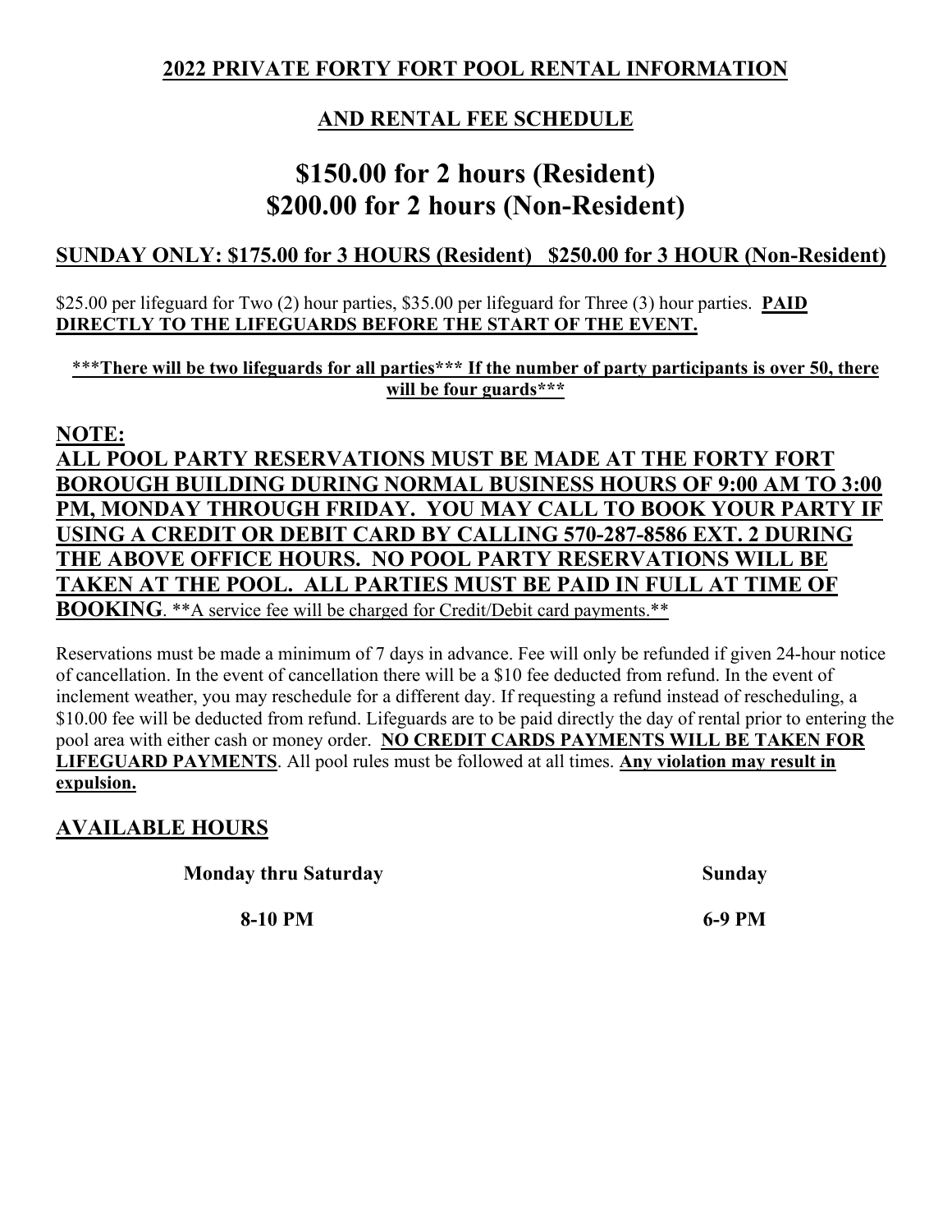# 2022 PRIVATE FORTY FORT POOL RENTAL INFORMATION

## AND RENTAL FEE SCHEDULE

# \$150.00 for 2 hours (Resident)
# \$200.00 for 2 hours (Non-Resident)

**SUNDAY ONLY: \$175.00 for 3 HOURS (Resident) \$250.00 for 3 HOUR (Non-Resident)**

\$25.00 per lifeguard for Two (2) hour parties, \$35.00 per lifeguard for Three (3) hour parties. **PAID DIRECTLY TO THE LIFEGUARDS BEFORE THE START OF THE EVENT.**

**\*\*\*There will be two lifeguards for all parties\*\*\* If the number of party participants is over 50, there will be four guards\*\*\***

**NOTE:**
**ALL POOL PARTY RESERVATIONS MUST BE MADE AT THE FORTY FORT BOROUGH BUILDING DURING NORMAL BUSINESS HOURS OF 9:00 AM TO 3:00 PM, MONDAY THROUGH FRIDAY. YOU MAY CALL TO BOOK YOUR PARTY IF USING A CREDIT OR DEBIT CARD BY CALLING 570-287-8586 EXT. 2 DURING THE ABOVE OFFICE HOURS. NO POOL PARTY RESERVATIONS WILL BE TAKEN AT THE POOL. ALL PARTIES MUST BE PAID IN FULL AT TIME OF BOOKING**. \*\*A service fee will be charged for Credit/Debit card payments.\*\*

Reservations must be made a minimum of 7 days in advance. Fee will only be refunded if given 24-hour notice of cancellation. In the event of cancellation there will be a \$10 fee deducted from refund. In the event of inclement weather, you may reschedule for a different day. If requesting a refund instead of rescheduling, a \$10.00 fee will be deducted from refund. Lifeguards are to be paid directly the day of rental prior to entering the pool area with either cash or money order. **NO CREDIT CARDS PAYMENTS WILL BE TAKEN FOR LIFEGUARD PAYMENTS**. All pool rules must be followed at all times. **Any violation may result in expulsion.**

## AVAILABLE HOURS

| Monday thru Saturday | Sunday |
|---|---|
| 8-10 PM | 6-9 PM |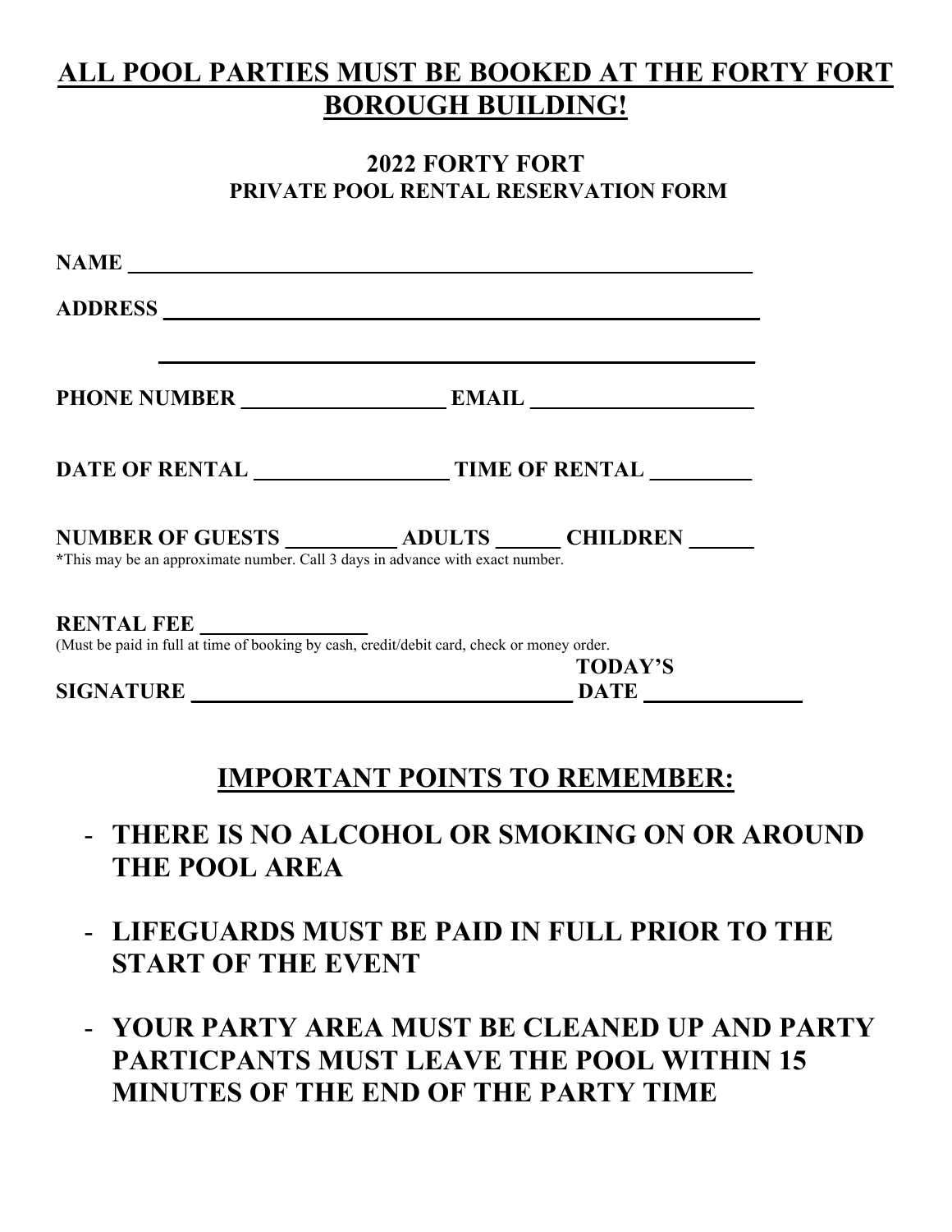# ALL POOL PARTIES MUST BE BOOKED AT THE FORTY FORT BOROUGH BUILDING!

## 2022 FORTY FORT
### PRIVATE POOL RENTAL RESERVATION FORM

**NAME** ______________________________________________

**ADDRESS** ______________________________________________

______________________________________________

**PHONE NUMBER** ___________________ **EMAIL** ___________________

**DATE OF RENTAL** ___________________ **TIME OF RENTAL** __________

**NUMBER OF GUESTS** __________ **ADULTS** ______ **CHILDREN** ______

**\***This may be an approximate number. Call 3 days in advance with exact number.

**RENTAL FEE** _______________

(Must be paid in full at time of booking by cash, credit/debit card, check or money order.

**SIGNATURE** ___________________________________ **TODAY'S DATE** _______________

## IMPORTANT POINTS TO REMEMBER:

- **THERE IS NO ALCOHOL OR SMOKING ON OR AROUND THE POOL AREA**
- **LIFEGUARDS MUST BE PAID IN FULL PRIOR TO THE START OF THE EVENT**
- **YOUR PARTY AREA MUST BE CLEANED UP AND PARTY PARTICPANTS MUST LEAVE THE POOL WITHIN 15 MINUTES OF THE END OF THE PARTY TIME**